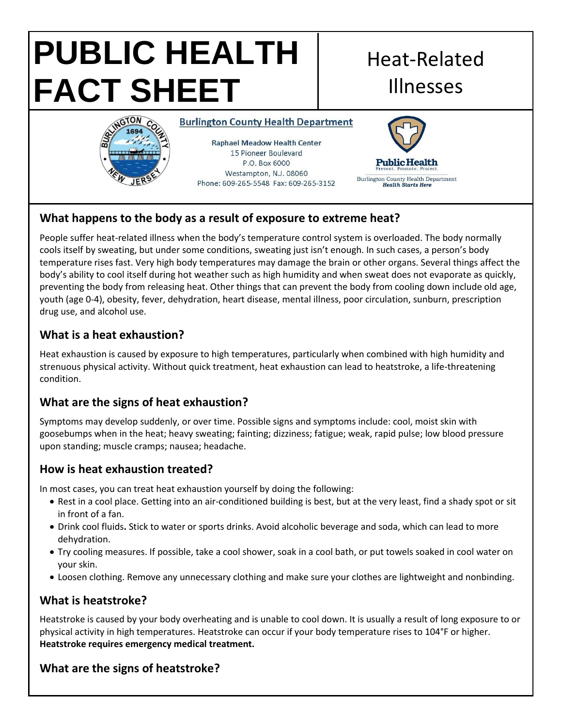# PUBLIC HEALTH FACT SHEET

## Heat-Related Illnesses

**Burlington County Health Department**

Raphael Meadow Health Center
15 Pioneer Boulevard
P.O. Box 6000
Westampton, N.J. 08060
Phone: 609-265-5548 Fax: 609-265-3152

Public Health
Prevent. Promote. Protect.
Burlington County Health Department
*Health Starts Here*

### What happens to the body as a result of exposure to extreme heat?

People suffer heat-related illness when the body's temperature control system is overloaded. The body normally cools itself by sweating, but under some conditions, sweating just isn't enough. In such cases, a person's body temperature rises fast. Very high body temperatures may damage the brain or other organs. Several things affect the body's ability to cool itself during hot weather such as high humidity and when sweat does not evaporate as quickly, preventing the body from releasing heat. Other things that can prevent the body from cooling down include old age, youth (age 0-4), obesity, fever, dehydration, heart disease, mental illness, poor circulation, sunburn, prescription drug use, and alcohol use.

### What is a heat exhaustion?

Heat exhaustion is caused by exposure to high temperatures, particularly when combined with high humidity and strenuous physical activity. Without quick treatment, heat exhaustion can lead to heatstroke, a life-threatening condition.

### What are the signs of heat exhaustion?

Symptoms may develop suddenly, or over time. Possible signs and symptoms include: cool, moist skin with goosebumps when in the heat; heavy sweating; fainting; dizziness; fatigue; weak, rapid pulse; low blood pressure upon standing; muscle cramps; nausea; headache.

### How is heat exhaustion treated?

In most cases, you can treat heat exhaustion yourself by doing the following:

- Rest in a cool place. Getting into an air-conditioned building is best, but at the very least, find a shady spot or sit in front of a fan.
- Drink cool fluids. Stick to water or sports drinks. Avoid alcoholic beverage and soda, which can lead to more dehydration.
- Try cooling measures. If possible, take a cool shower, soak in a cool bath, or put towels soaked in cool water on your skin.
- Loosen clothing. Remove any unnecessary clothing and make sure your clothes are lightweight and nonbinding.

### What is heatstroke?

Heatstroke is caused by your body overheating and is unable to cool down. It is usually a result of long exposure to or physical activity in high temperatures. Heatstroke can occur if your body temperature rises to 104°F or higher. **Heatstroke requires emergency medical treatment.**

### What are the signs of heatstroke?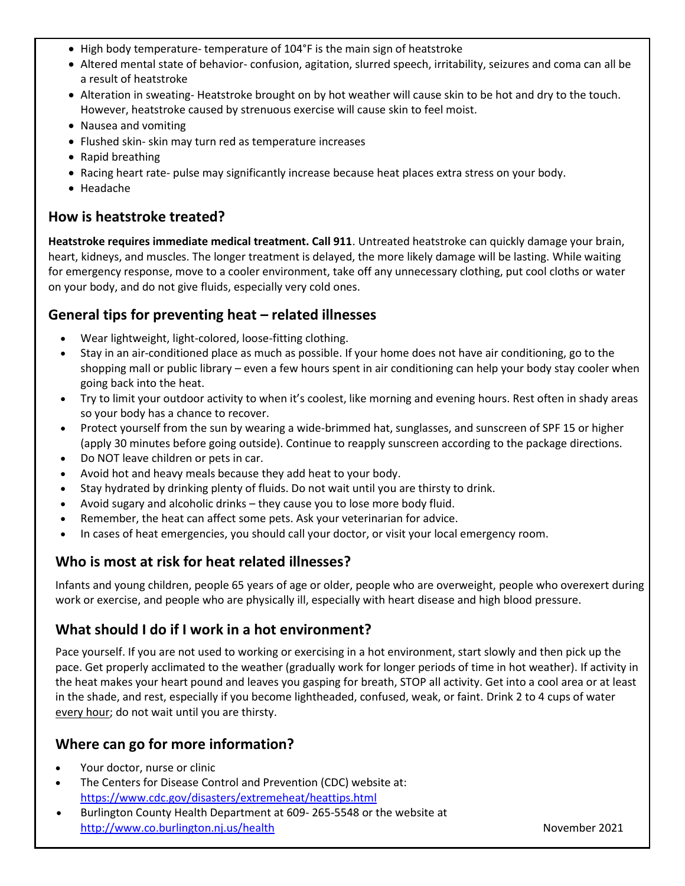- High body temperature- temperature of 104°F is the main sign of heatstroke
- Altered mental state of behavior- confusion, agitation, slurred speech, irritability, seizures and coma can all be a result of heatstroke
- Alteration in sweating- Heatstroke brought on by hot weather will cause skin to be hot and dry to the touch. However, heatstroke caused by strenuous exercise will cause skin to feel moist.
- Nausea and vomiting
- Flushed skin- skin may turn red as temperature increases
- Rapid breathing
- Racing heart rate- pulse may significantly increase because heat places extra stress on your body.
- Headache

## How is heatstroke treated?

**Heatstroke requires immediate medical treatment. Call 911**. Untreated heatstroke can quickly damage your brain, heart, kidneys, and muscles. The longer treatment is delayed, the more likely damage will be lasting. While waiting for emergency response, move to a cooler environment, take off any unnecessary clothing, put cool cloths or water on your body, and do not give fluids, especially very cold ones.

## General tips for preventing heat – related illnesses

- Wear lightweight, light-colored, loose-fitting clothing.
- Stay in an air-conditioned place as much as possible. If your home does not have air conditioning, go to the shopping mall or public library – even a few hours spent in air conditioning can help your body stay cooler when going back into the heat.
- Try to limit your outdoor activity to when it's coolest, like morning and evening hours. Rest often in shady areas so your body has a chance to recover.
- Protect yourself from the sun by wearing a wide-brimmed hat, sunglasses, and sunscreen of SPF 15 or higher (apply 30 minutes before going outside). Continue to reapply sunscreen according to the package directions.
- Do NOT leave children or pets in car.
- Avoid hot and heavy meals because they add heat to your body.
- Stay hydrated by drinking plenty of fluids. Do not wait until you are thirsty to drink.
- Avoid sugary and alcoholic drinks – they cause you to lose more body fluid.
- Remember, the heat can affect some pets. Ask your veterinarian for advice.
- In cases of heat emergencies, you should call your doctor, or visit your local emergency room.

## Who is most at risk for heat related illnesses?

Infants and young children, people 65 years of age or older, people who are overweight, people who overexert during work or exercise, and people who are physically ill, especially with heart disease and high blood pressure.

## What should I do if I work in a hot environment?

Pace yourself. If you are not used to working or exercising in a hot environment, start slowly and then pick up the pace. Get properly acclimated to the weather (gradually work for longer periods of time in hot weather). If activity in the heat makes your heart pound and leaves you gasping for breath, STOP all activity. Get into a cool area or at least in the shade, and rest, especially if you become lightheaded, confused, weak, or faint. Drink 2 to 4 cups of water every hour; do not wait until you are thirsty.

## Where can go for more information?

- Your doctor, nurse or clinic
- The Centers for Disease Control and Prevention (CDC) website at: https://www.cdc.gov/disasters/extremeheat/heattips.html
- Burlington County Health Department at 609- 265-5548 or the website at http://www.co.burlington.nj.us/health

November 2021